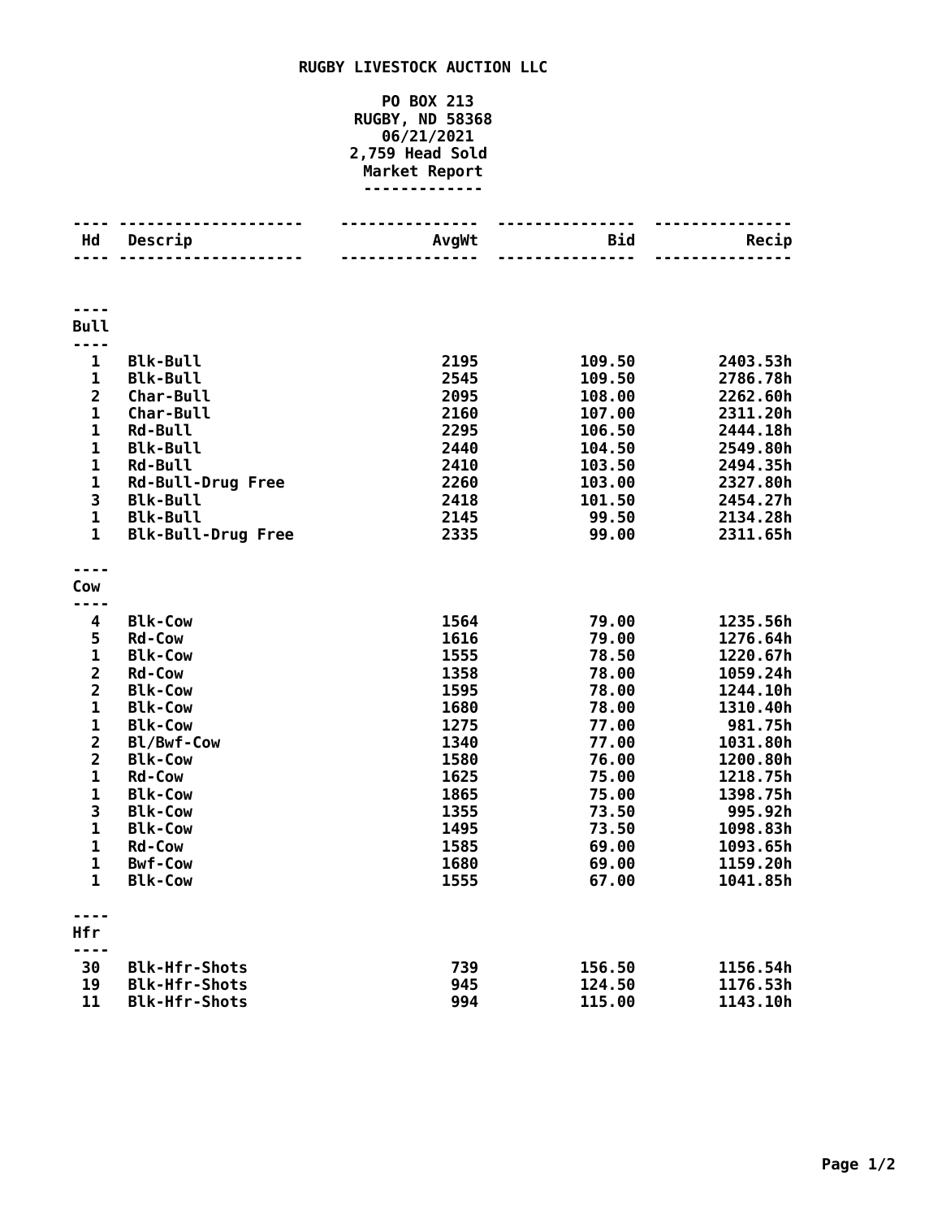**RUGBY LIVESTOCK AUCTION LLC**

**PO BOX 213**
**RUGBY, ND 58368**
**06/21/2021**
**2,759 Head Sold**
**Market Report**

| Hd | Descrip | AvgWt | Bid | Recip |
|---|---|---|---|---|
| **Bull** | | | | |
| 1 | Blk-Bull | 2195 | 109.50 | 2403.53h |
| 1 | Blk-Bull | 2545 | 109.50 | 2786.78h |
| 2 | Char-Bull | 2095 | 108.00 | 2262.60h |
| 1 | Char-Bull | 2160 | 107.00 | 2311.20h |
| 1 | Rd-Bull | 2295 | 106.50 | 2444.18h |
| 1 | Blk-Bull | 2440 | 104.50 | 2549.80h |
| 1 | Rd-Bull | 2410 | 103.50 | 2494.35h |
| 1 | Rd-Bull-Drug Free | 2260 | 103.00 | 2327.80h |
| 3 | Blk-Bull | 2418 | 101.50 | 2454.27h |
| 1 | Blk-Bull | 2145 | 99.50 | 2134.28h |
| 1 | Blk-Bull-Drug Free | 2335 | 99.00 | 2311.65h |
| **Cow** | | | | |
| 4 | Blk-Cow | 1564 | 79.00 | 1235.56h |
| 5 | Rd-Cow | 1616 | 79.00 | 1276.64h |
| 1 | Blk-Cow | 1555 | 78.50 | 1220.67h |
| 2 | Rd-Cow | 1358 | 78.00 | 1059.24h |
| 2 | Blk-Cow | 1595 | 78.00 | 1244.10h |
| 1 | Blk-Cow | 1680 | 78.00 | 1310.40h |
| 1 | Blk-Cow | 1275 | 77.00 | 981.75h |
| 2 | Bl/Bwf-Cow | 1340 | 77.00 | 1031.80h |
| 2 | Blk-Cow | 1580 | 76.00 | 1200.80h |
| 1 | Rd-Cow | 1625 | 75.00 | 1218.75h |
| 1 | Blk-Cow | 1865 | 75.00 | 1398.75h |
| 3 | Blk-Cow | 1355 | 73.50 | 995.92h |
| 1 | Blk-Cow | 1495 | 73.50 | 1098.83h |
| 1 | Rd-Cow | 1585 | 69.00 | 1093.65h |
| 1 | Bwf-Cow | 1680 | 69.00 | 1159.20h |
| 1 | Blk-Cow | 1555 | 67.00 | 1041.85h |
| **Hfr** | | | | |
| 30 | Blk-Hfr-Shots | 739 | 156.50 | 1156.54h |
| 19 | Blk-Hfr-Shots | 945 | 124.50 | 1176.53h |
| 11 | Blk-Hfr-Shots | 994 | 115.00 | 1143.10h |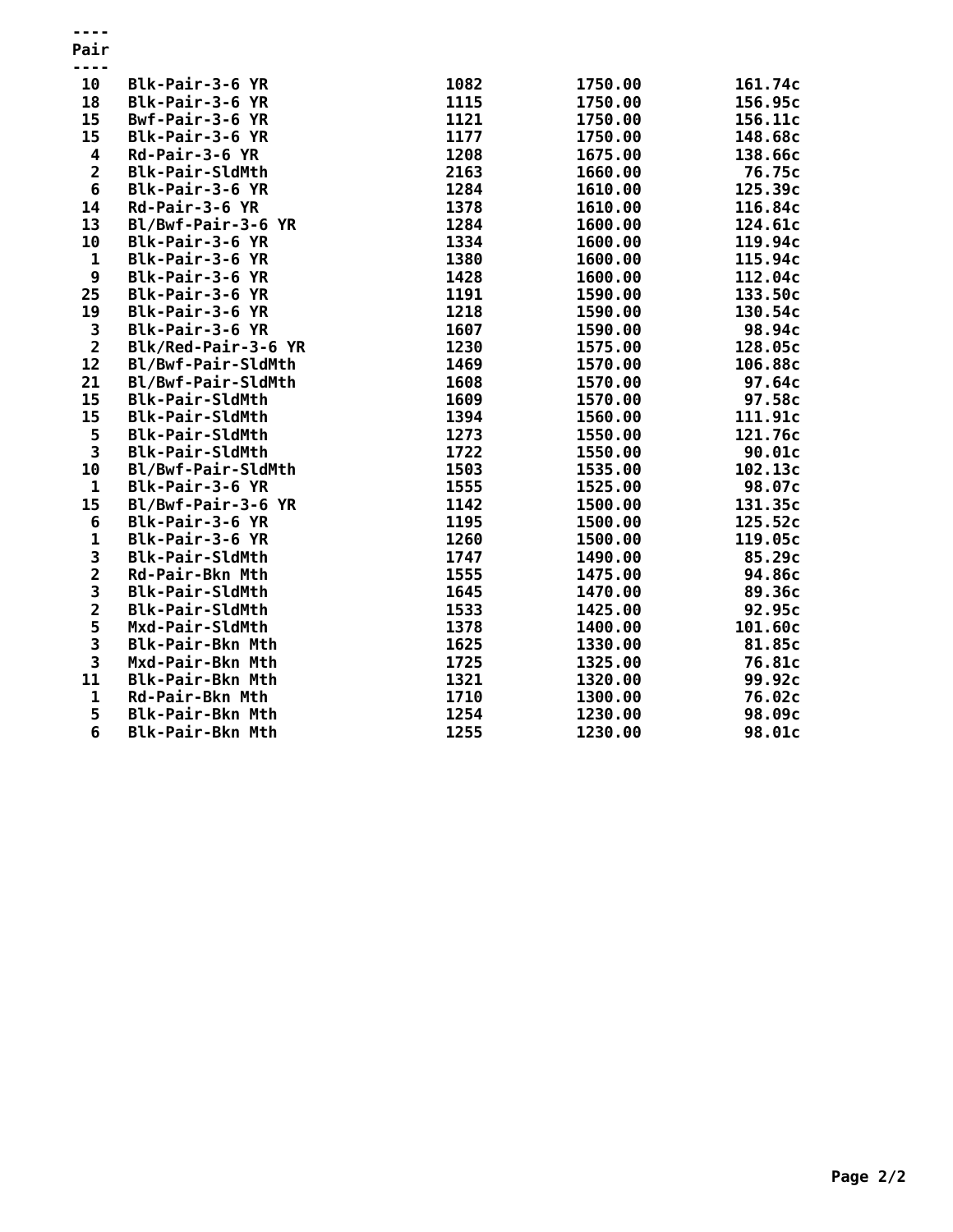----
Pair
----

| | | | | |
|---|---|---|---|---|
| 10 | Blk-Pair-3-6 YR | 1082 | 1750.00 | 161.74c |
| 18 | Blk-Pair-3-6 YR | 1115 | 1750.00 | 156.95c |
| 15 | Bwf-Pair-3-6 YR | 1121 | 1750.00 | 156.11c |
| 15 | Blk-Pair-3-6 YR | 1177 | 1750.00 | 148.68c |
| 4 | Rd-Pair-3-6 YR | 1208 | 1675.00 | 138.66c |
| 2 | Blk-Pair-SldMth | 2163 | 1660.00 | 76.75c |
| 6 | Blk-Pair-3-6 YR | 1284 | 1610.00 | 125.39c |
| 14 | Rd-Pair-3-6 YR | 1378 | 1610.00 | 116.84c |
| 13 | Bl/Bwf-Pair-3-6 YR | 1284 | 1600.00 | 124.61c |
| 10 | Blk-Pair-3-6 YR | 1334 | 1600.00 | 119.94c |
| 1 | Blk-Pair-3-6 YR | 1380 | 1600.00 | 115.94c |
| 9 | Blk-Pair-3-6 YR | 1428 | 1600.00 | 112.04c |
| 25 | Blk-Pair-3-6 YR | 1191 | 1590.00 | 133.50c |
| 19 | Blk-Pair-3-6 YR | 1218 | 1590.00 | 130.54c |
| 3 | Blk-Pair-3-6 YR | 1607 | 1590.00 | 98.94c |
| 2 | Blk/Red-Pair-3-6 YR | 1230 | 1575.00 | 128.05c |
| 12 | Bl/Bwf-Pair-SldMth | 1469 | 1570.00 | 106.88c |
| 21 | Bl/Bwf-Pair-SldMth | 1608 | 1570.00 | 97.64c |
| 15 | Blk-Pair-SldMth | 1609 | 1570.00 | 97.58c |
| 15 | Blk-Pair-SldMth | 1394 | 1560.00 | 111.91c |
| 5 | Blk-Pair-SldMth | 1273 | 1550.00 | 121.76c |
| 3 | Blk-Pair-SldMth | 1722 | 1550.00 | 90.01c |
| 10 | Bl/Bwf-Pair-SldMth | 1503 | 1535.00 | 102.13c |
| 1 | Blk-Pair-3-6 YR | 1555 | 1525.00 | 98.07c |
| 15 | Bl/Bwf-Pair-3-6 YR | 1142 | 1500.00 | 131.35c |
| 6 | Blk-Pair-3-6 YR | 1195 | 1500.00 | 125.52c |
| 1 | Blk-Pair-3-6 YR | 1260 | 1500.00 | 119.05c |
| 3 | Blk-Pair-SldMth | 1747 | 1490.00 | 85.29c |
| 2 | Rd-Pair-Bkn Mth | 1555 | 1475.00 | 94.86c |
| 3 | Blk-Pair-SldMth | 1645 | 1470.00 | 89.36c |
| 2 | Blk-Pair-SldMth | 1533 | 1425.00 | 92.95c |
| 5 | Mxd-Pair-SldMth | 1378 | 1400.00 | 101.60c |
| 3 | Blk-Pair-Bkn Mth | 1625 | 1330.00 | 81.85c |
| 3 | Mxd-Pair-Bkn Mth | 1725 | 1325.00 | 76.81c |
| 11 | Blk-Pair-Bkn Mth | 1321 | 1320.00 | 99.92c |
| 1 | Rd-Pair-Bkn Mth | 1710 | 1300.00 | 76.02c |
| 5 | Blk-Pair-Bkn Mth | 1254 | 1230.00 | 98.09c |
| 6 | Blk-Pair-Bkn Mth | 1255 | 1230.00 | 98.01c |